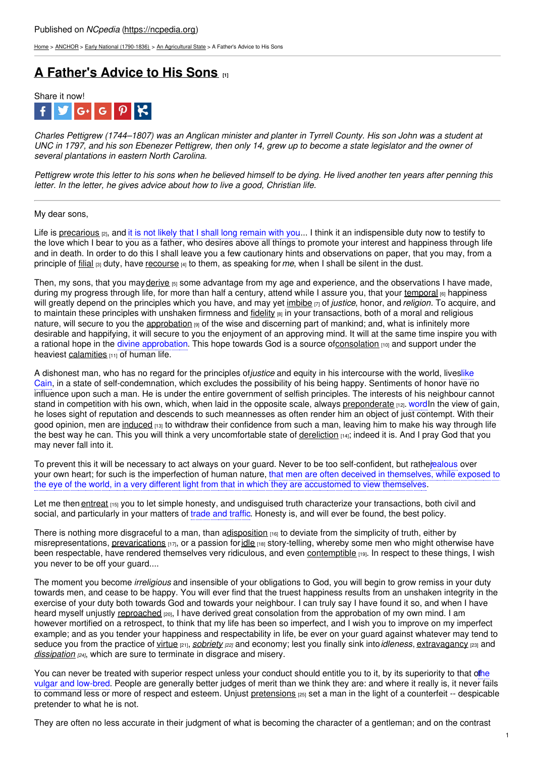Published on *NCpedia* (https://ncpedia.org)

Home > ANCHOR > Early National (1790-1836) > An Agricultural State > A Father's Advice to His Sons

# A Father's Advice to His Sons [1]

Share it now!

*Charles Pettigrew (1744–1807) was an Anglican minister and planter in Tyrrell County. His son John was a student at UNC in 1797, and his son Ebenezer Pettigrew, then only 14, grew up to become a state legislator and the owner of several plantations in eastern North Carolina.*

*Pettigrew wrote this letter to his sons when he believed himself to be dying. He lived another ten years after penning this letter. In the letter, he gives advice about how to live a good, Christian life.*

---

My dear sons,

Life is precarious [2], and it is not likely that I shall long remain with you... I think it an indispensible duty now to testify to the love which I bear to you as a father, who desires above all things to promote your interest and happiness through life and in death. In order to do this I shall leave you a few cautionary hints and observations on paper, that you may, from a principle of filial [3] duty, have recourse [4] to them, as speaking for *me*, when I shall be silent in the dust.

Then, my sons, that you may derive [5] some advantage from my age and experience, and the observations I have made, during my progress through life, for more than half a century, attend while I assure you, that your temporal [6] happiness will greatly depend on the principles which you have, and may yet imbibe [7] of *justice*, honor, and *religion*. To acquire, and to maintain these principles with unshaken firmness and fidelity [8] in your transactions, both of a moral and religious nature, will secure to you the approbation [9] of the wise and discerning part of mankind; and, what is infinitely more desirable and happifying, it will secure to you the enjoyment of an approving mind. It will at the same time inspire you with a rational hope in the divine approbation. This hope towards God is a source of consolation [10] and support under the heaviest calamities [11] of human life.

A dishonest man, who has no regard for the principles of *justice* and equity in his intercourse with the world, lives like Cain, in a state of self-condemnation, which excludes the possibility of his being happy. Sentiments of honor have no influence upon such a man. He is under the entire government of selfish principles. The interests of his neighbour cannot stand in competition with his own, which, when laid in the opposite scale, always preponderate [12]. word In the view of gain, he loses sight of reputation and descends to such meannesses as often render him an object of just contempt. With their good opinion, men are induced [13] to withdraw their confidence from such a man, leaving him to make his way through life the best way he can. This you will think a very uncomfortable state of dereliction [14]; indeed it is. And I pray God that you may never fall into it.

To prevent this it will be necessary to act always on your guard. Never to be too self-confident, but rather jealous over your own heart; for such is the imperfection of human nature, that men are often deceived in themselves, while exposed to the eye of the world, in a very different light from that in which they are accustomed to view themselves.

Let me then entreat [15] you to let simple honesty, and undisguised truth characterize your transactions, both civil and social, and particularly in your matters of trade and traffic. Honesty is, and will ever be found, the best policy.

There is nothing more disgraceful to a man, than a disposition [16] to deviate from the simplicity of truth, either by misrepresentations, prevarications [17], or a passion for idle [18] story-telling, whereby some men who might otherwise have been respectable, have rendered themselves very ridiculous, and even contemptible [19]. In respect to these things, I wish you never to be off your guard....

The moment you become *irreligious* and insensible of your obligations to God, you will begin to grow remiss in your duty towards men, and cease to be happy. You will ever find that the truest happiness results from an unshaken integrity in the exercise of your duty both towards God and towards your neighbour. I can truly say I have found it so, and when I have heard myself unjustly reproached [20], I have derived great consolation from the approbation of my own mind. I am however mortified on a retrospect, to think that my life has been so imperfect, and I wish you to improve on my imperfect example; and as you tender your happiness and respectability in life, be ever on your guard against whatever may tend to seduce you from the practice of virtue [21], *sobriety* [22] and economy; lest you finally sink into *idleness*, extravagancy [23] and *dissipation* [24], which are sure to terminate in disgrace and misery.

You can never be treated with superior respect unless your conduct should entitle you to it, by its superiority to that of the vulgar and low-bred. People are generally better judges of merit than we think they are: and where it really is, it never fails to command less or more of respect and esteem. Unjust pretensions [25] set a man in the light of a counterfeit -- despicable pretender to what he is not.

They are often no less accurate in their judgment of what is becoming the character of a gentleman; and on the contrast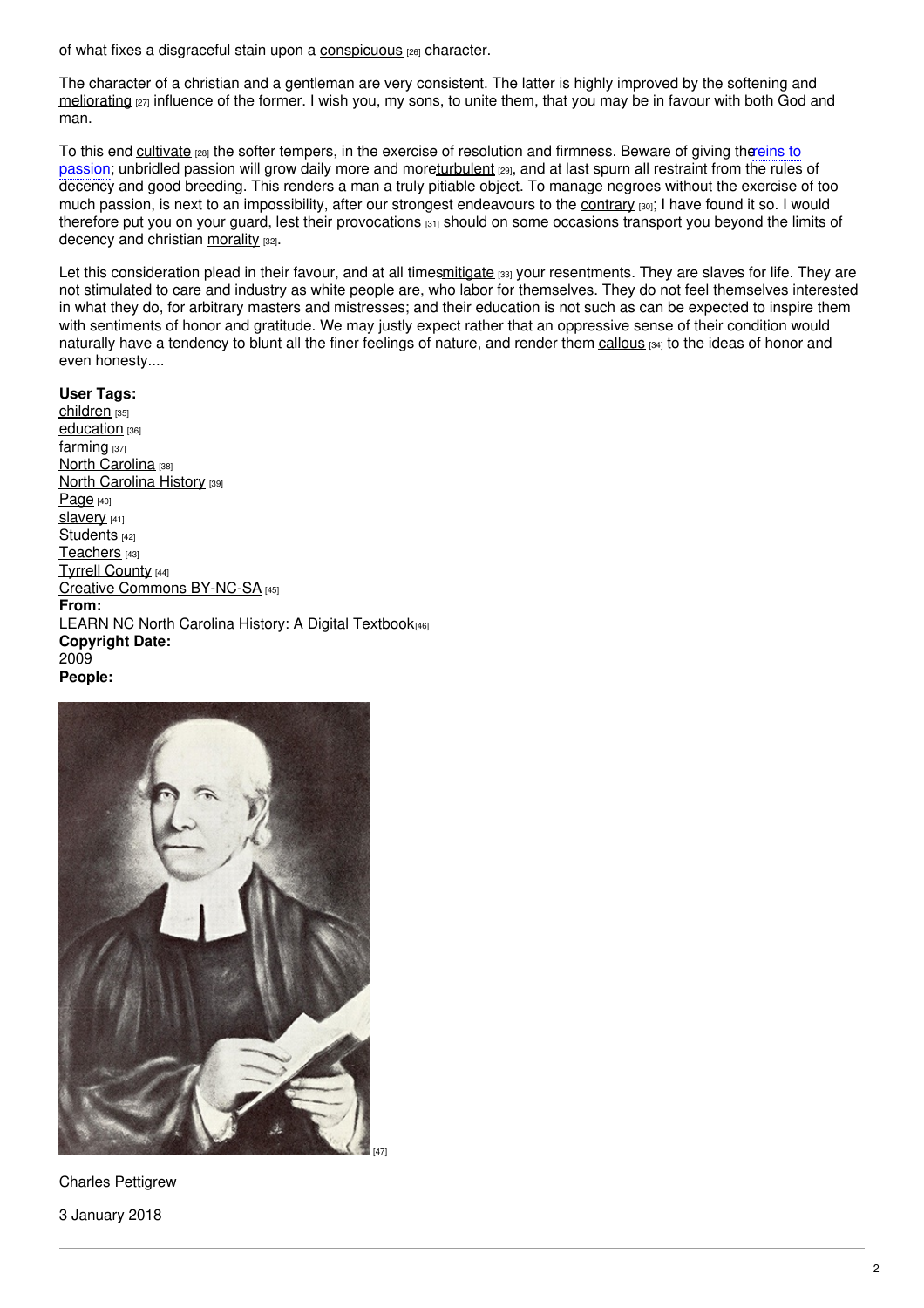of what fixes a disgraceful stain upon a conspicuous [26] character.

The character of a christian and a gentleman are very consistent. The latter is highly improved by the softening and meliorating [27] influence of the former. I wish you, my sons, to unite them, that you may be in favour with both God and man.

To this end cultivate [28] the softer tempers, in the exercise of resolution and firmness. Beware of giving the reins to passion; unbridled passion will grow daily more and more turbulent [29], and at last spurn all restraint from the rules of decency and good breeding. This renders a man a truly pitiable object. To manage negroes without the exercise of too much passion, is next to an impossibility, after our strongest endeavours to the contrary [30]; I have found it so. I would therefore put you on your guard, lest their provocations [31] should on some occasions transport you beyond the limits of decency and christian morality [32].

Let this consideration plead in their favour, and at all times mitigate [33] your resentments. They are slaves for life. They are not stimulated to care and industry as white people are, who labor for themselves. They do not feel themselves interested in what they do, for arbitrary masters and mistresses; and their education is not such as can be expected to inspire them with sentiments of honor and gratitude. We may justly expect rather that an oppressive sense of their condition would naturally have a tendency to blunt all the finer feelings of nature, and render them callous [34] to the ideas of honor and even honesty....

**User Tags:**
children [35]
education [36]
farming [37]
North Carolina [38]
North Carolina History [39]
Page [40]
slavery [41]
Students [42]
Teachers [43]
Tyrrell County [44]
Creative Commons BY-NC-SA [45]
**From:**
LEARN NC North Carolina History: A Digital Textbook [46]
**Copyright Date:**
2009
**People:**

[47]

Charles Pettigrew

3 January 2018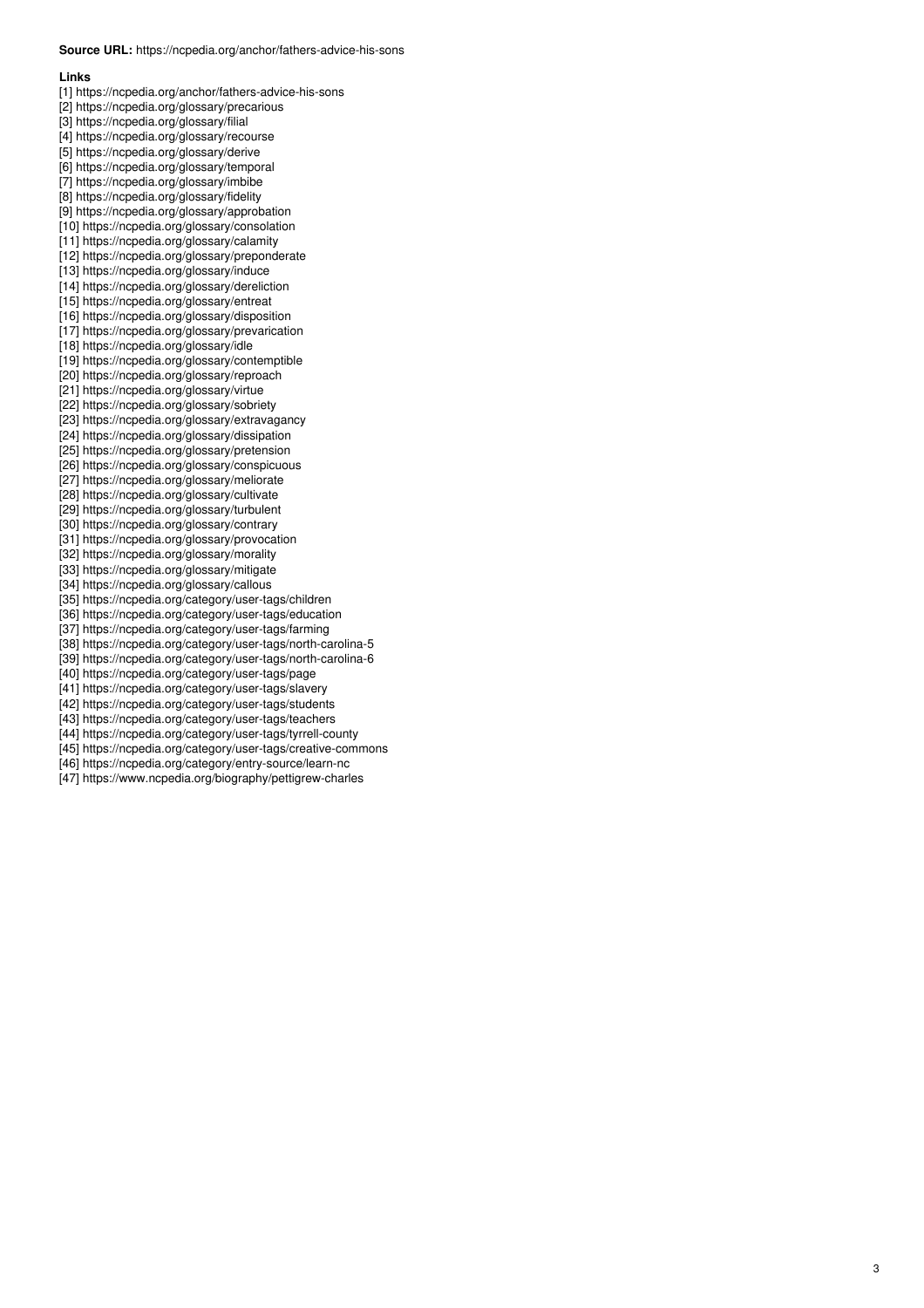**Source URL:** https://ncpedia.org/anchor/fathers-advice-his-sons

**Links**

[1] https://ncpedia.org/anchor/fathers-advice-his-sons
[2] https://ncpedia.org/glossary/precarious
[3] https://ncpedia.org/glossary/filial
[4] https://ncpedia.org/glossary/recourse
[5] https://ncpedia.org/glossary/derive
[6] https://ncpedia.org/glossary/temporal
[7] https://ncpedia.org/glossary/imbibe
[8] https://ncpedia.org/glossary/fidelity
[9] https://ncpedia.org/glossary/approbation
[10] https://ncpedia.org/glossary/consolation
[11] https://ncpedia.org/glossary/calamity
[12] https://ncpedia.org/glossary/preponderate
[13] https://ncpedia.org/glossary/induce
[14] https://ncpedia.org/glossary/dereliction
[15] https://ncpedia.org/glossary/entreat
[16] https://ncpedia.org/glossary/disposition
[17] https://ncpedia.org/glossary/prevarication
[18] https://ncpedia.org/glossary/idle
[19] https://ncpedia.org/glossary/contemptible
[20] https://ncpedia.org/glossary/reproach
[21] https://ncpedia.org/glossary/virtue
[22] https://ncpedia.org/glossary/sobriety
[23] https://ncpedia.org/glossary/extravagancy
[24] https://ncpedia.org/glossary/dissipation
[25] https://ncpedia.org/glossary/pretension
[26] https://ncpedia.org/glossary/conspicuous
[27] https://ncpedia.org/glossary/meliorate
[28] https://ncpedia.org/glossary/cultivate
[29] https://ncpedia.org/glossary/turbulent
[30] https://ncpedia.org/glossary/contrary
[31] https://ncpedia.org/glossary/provocation
[32] https://ncpedia.org/glossary/morality
[33] https://ncpedia.org/glossary/mitigate
[34] https://ncpedia.org/glossary/callous
[35] https://ncpedia.org/category/user-tags/children
[36] https://ncpedia.org/category/user-tags/education
[37] https://ncpedia.org/category/user-tags/farming
[38] https://ncpedia.org/category/user-tags/north-carolina-5
[39] https://ncpedia.org/category/user-tags/north-carolina-6
[40] https://ncpedia.org/category/user-tags/page
[41] https://ncpedia.org/category/user-tags/slavery
[42] https://ncpedia.org/category/user-tags/students
[43] https://ncpedia.org/category/user-tags/teachers
[44] https://ncpedia.org/category/user-tags/tyrrell-county
[45] https://ncpedia.org/category/user-tags/creative-commons
[46] https://ncpedia.org/category/entry-source/learn-nc
[47] https://www.ncpedia.org/biography/pettigrew-charles